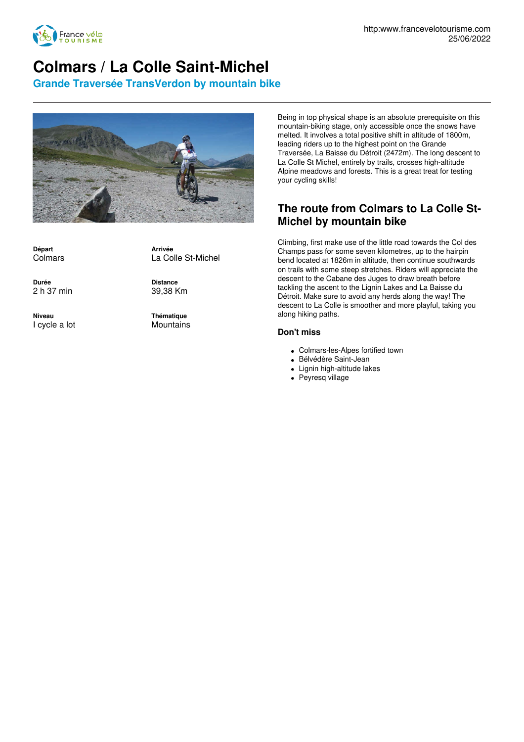# Colmars / La Colle Saint-Michel

## Grande Traversée TransVerdon by mountain bike

**Départ**
Colmars

**Arrivée**
La Colle St-Michel

**Durée**
2 h 37 min

**Distance**
39,38 Km

**Niveau**
I cycle a lot

**Thématique**
Mountains

Being in top physical shape is an absolute prerequisite on this mountain-biking stage, only accessible once the snows have melted. It involves a total positive shift in altitude of 1800m, leading riders up to the highest point on the Grande Traversée, La Baisse du Détroit (2472m). The long descent to La Colle St Michel, entirely by trails, crosses high-altitude Alpine meadows and forests. This is a great treat for testing your cycling skills!

## The route from Colmars to La Colle St-Michel by mountain bike

Climbing, first make use of the little road towards the Col des Champs pass for some seven kilometres, up to the hairpin bend located at 1826m in altitude, then continue southwards on trails with some steep stretches. Riders will appreciate the descent to the Cabane des Juges to draw breath before tackling the ascent to the Lignin Lakes and La Baisse du Détroit. Make sure to avoid any herds along the way! The descent to La Colle is smoother and more playful, taking you along hiking paths.

### Don't miss

- Colmars-les-Alpes fortified town
- Bélvédère Saint-Jean
- Lignin high-altitude lakes
- Peyresq village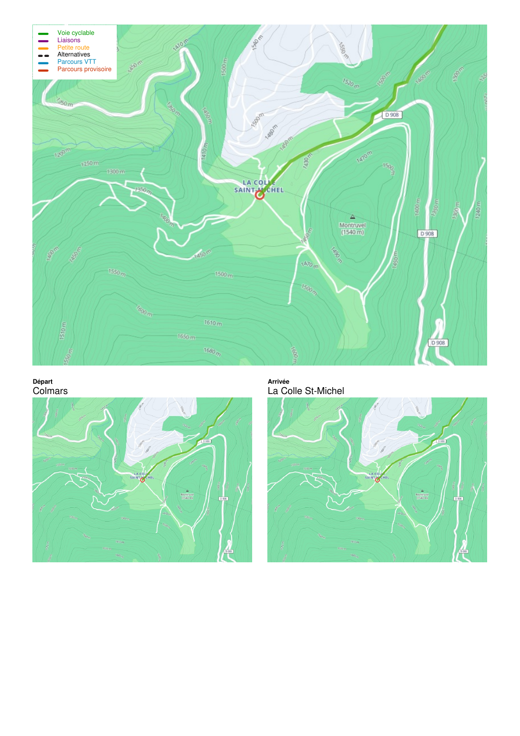Voie cyclable
Liaisons
Petite route
Alternatives
Parcours VTT
Parcours provisoire

**Départ**
Colmars

**Arrivée**
La Colle St-Michel